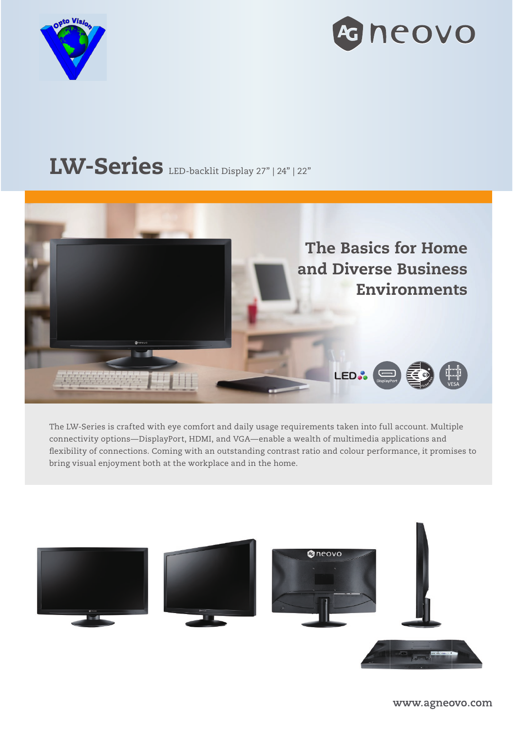# LW-Series LED-backlit Display 27" | 24" | 22"

## The Basics for Home and Diverse Business Environments

The LW-Series is crafted with eye comfort and daily usage requirements taken into full account. Multiple connectivity options—DisplayPort, HDMI, and VGA—enable a wealth of multimedia applications and flexibility of connections. Coming with an outstanding contrast ratio and colour performance, it promises to bring visual enjoyment both at the workplace and in the home.

www.agneovo.com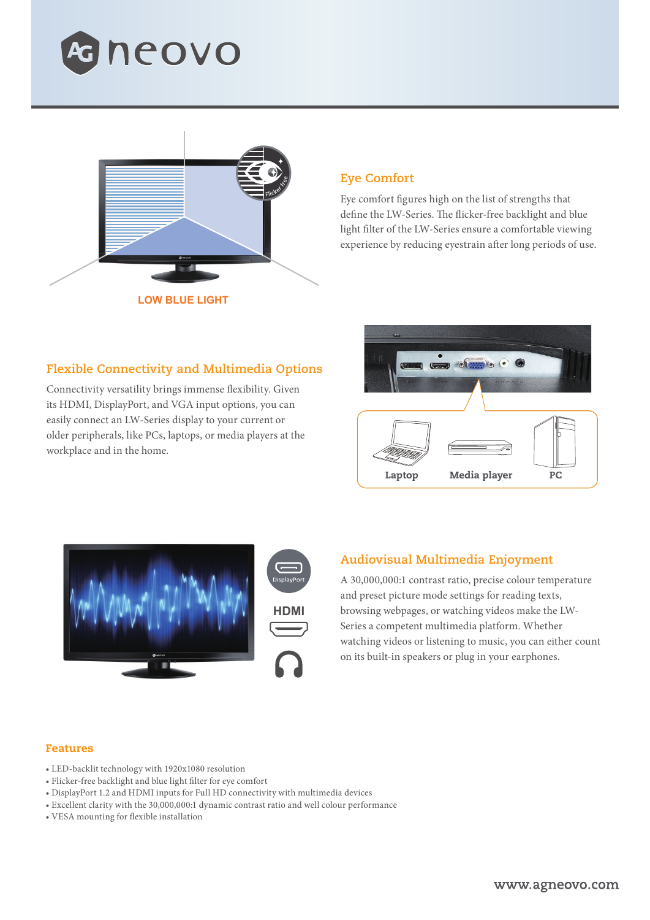## Eye Comfort

Eye comfort figures high on the list of strengths that define the LW-Series. The flicker-free backlight and blue light filter of the LW-Series ensure a comfortable viewing experience by reducing eyestrain after long periods of use.

LOW BLUE LIGHT

## Flexible Connectivity and Multimedia Options

Connectivity versatility brings immense flexibility. Given its HDMI, DisplayPort, and VGA input options, you can easily connect an LW-Series display to your current or older peripherals, like PCs, laptops, or media players at the workplace and in the home.

Laptop Media player PC

## Audiovisual Multimedia Enjoyment

A 30,000,000:1 contrast ratio, precise colour temperature and preset picture mode settings for reading texts, browsing webpages, or watching videos make the LW-Series a competent multimedia platform. Whether watching videos or listening to music, you can either count on its built-in speakers or plug in your earphones.

## Features

- LED-backlit technology with 1920x1080 resolution
- Flicker-free backlight and blue light filter for eye comfort
- DisplayPort 1.2 and HDMI inputs for Full HD connectivity with multimedia devices
- Excellent clarity with the 30,000,000:1 dynamic contrast ratio and well colour performance
- VESA mounting for flexible installation

www.agneovo.com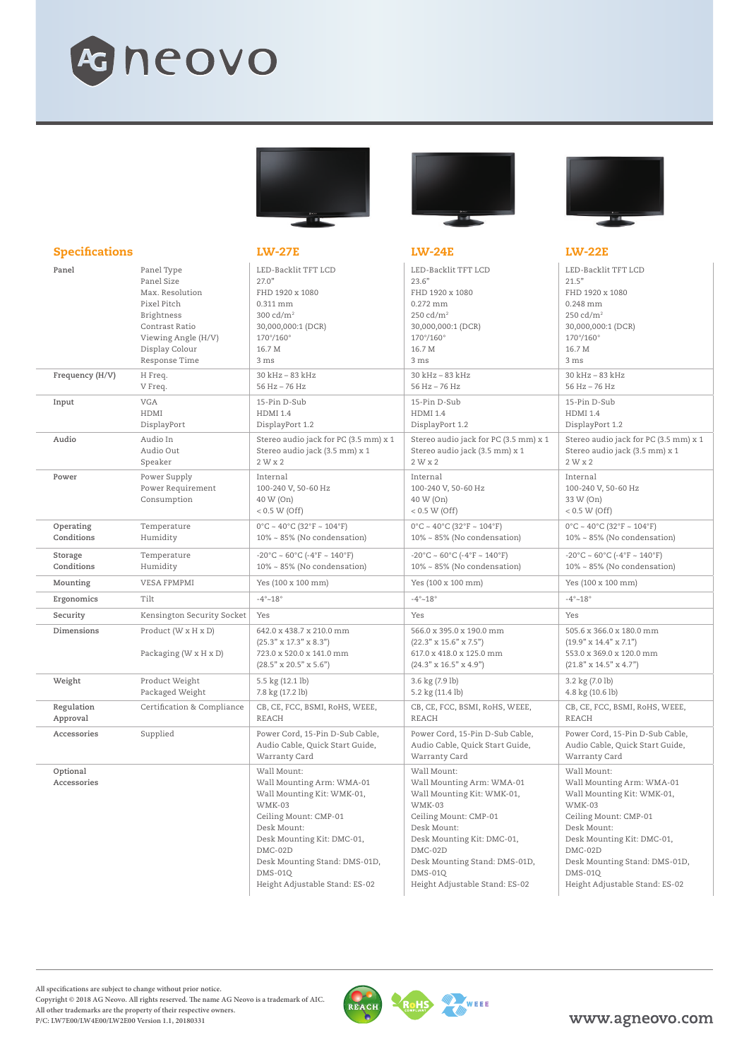# Specifications

| Specifications | | LW-27E | LW-24E | LW-22E |
|---|---|---|---|---|
| Panel | Panel Type<br>Panel Size<br>Max. Resolution<br>Pixel Pitch<br>Brightness<br>Contrast Ratio<br>Viewing Angle (H/V)<br>Display Colour<br>Response Time | LED-Backlit TFT LCD<br>27.0"<br>FHD 1920 x 1080<br>0.311 mm<br>300 cd/m²<br>30,000,000:1 (DCR)<br>170°/160°<br>16.7 M<br>3 ms | LED-Backlit TFT LCD<br>23.6"<br>FHD 1920 x 1080<br>0.272 mm<br>250 cd/m²<br>30,000,000:1 (DCR)<br>170°/160°<br>16.7 M<br>3 ms | LED-Backlit TFT LCD<br>21.5"<br>FHD 1920 x 1080<br>0.248 mm<br>250 cd/m²<br>30,000,000:1 (DCR)<br>170°/160°<br>16.7 M<br>3 ms |
| Frequency (H/V) | H Freq.<br>V Freq. | 30 kHz – 83 kHz<br>56 Hz – 76 Hz | 30 kHz – 83 kHz<br>56 Hz – 76 Hz | 30 kHz – 83 kHz<br>56 Hz – 76 Hz |
| Input | VGA<br>HDMI<br>DisplayPort | 15-Pin D-Sub<br>HDMI 1.4<br>DisplayPort 1.2 | 15-Pin D-Sub<br>HDMI 1.4<br>DisplayPort 1.2 | 15-Pin D-Sub<br>HDMI 1.4<br>DisplayPort 1.2 |
| Audio | Audio In<br>Audio Out<br>Speaker | Stereo audio jack for PC (3.5 mm) x 1<br>Stereo audio jack (3.5 mm) x 1<br>2 W x 2 | Stereo audio jack for PC (3.5 mm) x 1<br>Stereo audio jack (3.5 mm) x 1<br>2 W x 2 | Stereo audio jack for PC (3.5 mm) x 1<br>Stereo audio jack (3.5 mm) x 1<br>2 W x 2 |
| Power | Power Supply<br>Power Requirement<br>Consumption | Internal<br>100-240 V, 50-60 Hz<br>40 W (On)<br>< 0.5 W (Off) | Internal<br>100-240 V, 50-60 Hz<br>40 W (On)<br>< 0.5 W (Off) | Internal<br>100-240 V, 50-60 Hz<br>33 W (On)<br>< 0.5 W (Off) |
| Operating Conditions | Temperature<br>Humidity | 0°C ~ 40°C (32°F ~ 104°F)<br>10% ~ 85% (No condensation) | 0°C ~ 40°C (32°F ~ 104°F)<br>10% ~ 85% (No condensation) | 0°C ~ 40°C (32°F ~ 104°F)<br>10% ~ 85% (No condensation) |
| Storage Conditions | Temperature<br>Humidity | -20°C ~ 60°C (-4°F ~ 140°F)<br>10% ~ 85% (No condensation) | -20°C ~ 60°C (-4°F ~ 140°F)<br>10% ~ 85% (No condensation) | -20°C ~ 60°C (-4°F ~ 140°F)<br>10% ~ 85% (No condensation) |
| Mounting | VESA FPMPMI | Yes (100 x 100 mm) | Yes (100 x 100 mm) | Yes (100 x 100 mm) |
| Ergonomics | Tilt | -4°~18° | -4°~18° | -4°~18° |
| Security | Kensington Security Socket | Yes | Yes | Yes |
| Dimensions | Product (W x H x D)<br><br>Packaging (W x H x D) | 642.0 x 438.7 x 210.0 mm<br>(25.3" x 17.3" x 8.3")<br>723.0 x 520.0 x 141.0 mm<br>(28.5" x 20.5" x 5.6") | 566.0 x 395.0 x 190.0 mm<br>(22.3" x 15.6" x 7.5")<br>617.0 x 418.0 x 125.0 mm<br>(24.3" x 16.5" x 4.9") | 505.6 x 366.0 x 180.0 mm<br>(19.9" x 14.4" x 7.1")<br>553.0 x 369.0 x 120.0 mm<br>(21.8" x 14.5" x 4.7") |
| Weight | Product Weight<br>Packaged Weight | 5.5 kg (12.1 lb)<br>7.8 kg (17.2 lb) | 3.6 kg (7.9 lb)<br>5.2 kg (11.4 lb) | 3.2 kg (7.0 lb)<br>4.8 kg (10.6 lb) |
| Regulation Approval | Certification & Compliance | CB, CE, FCC, BSMI, RoHS, WEEE, REACH | CB, CE, FCC, BSMI, RoHS, WEEE, REACH | CB, CE, FCC, BSMI, RoHS, WEEE, REACH |
| Accessories | Supplied | Power Cord, 15-Pin D-Sub Cable, Audio Cable, Quick Start Guide, Warranty Card | Power Cord, 15-Pin D-Sub Cable, Audio Cable, Quick Start Guide, Warranty Card | Power Cord, 15-Pin D-Sub Cable, Audio Cable, Quick Start Guide, Warranty Card |
| Optional Accessories | | Wall Mount:<br>Wall Mounting Arm: WMA-01<br>Wall Mounting Kit: WMK-01, WMK-03<br>Ceiling Mount: CMP-01<br>Desk Mount:<br>Desk Mounting Kit: DMC-01, DMC-02D<br>Desk Mounting Stand: DMS-01D, DMS-01Q<br>Height Adjustable Stand: ES-02 | Wall Mount:<br>Wall Mounting Arm: WMA-01<br>Wall Mounting Kit: WMK-01, WMK-03<br>Ceiling Mount: CMP-01<br>Desk Mount:<br>Desk Mounting Kit: DMC-01, DMC-02D<br>Desk Mounting Stand: DMS-01D, DMS-01Q<br>Height Adjustable Stand: ES-02 | Wall Mount:<br>Wall Mounting Arm: WMA-01<br>Wall Mounting Kit: WMK-01, WMK-03<br>Ceiling Mount: CMP-01<br>Desk Mount:<br>Desk Mounting Kit: DMC-01, DMC-02D<br>Desk Mounting Stand: DMS-01D, DMS-01Q<br>Height Adjustable Stand: ES-02 |

**All specifications are subject to change without prior notice.**
**Copyright © 2018 AG Neovo. All rights reserved. The name AG Neovo is a trademark of AIC.**
**All other trademarks are the property of their respective owners.**
**P/C: LW7E00/LW4E00/LW2E00 Version 1.1, 20180331**

www.agneovo.com